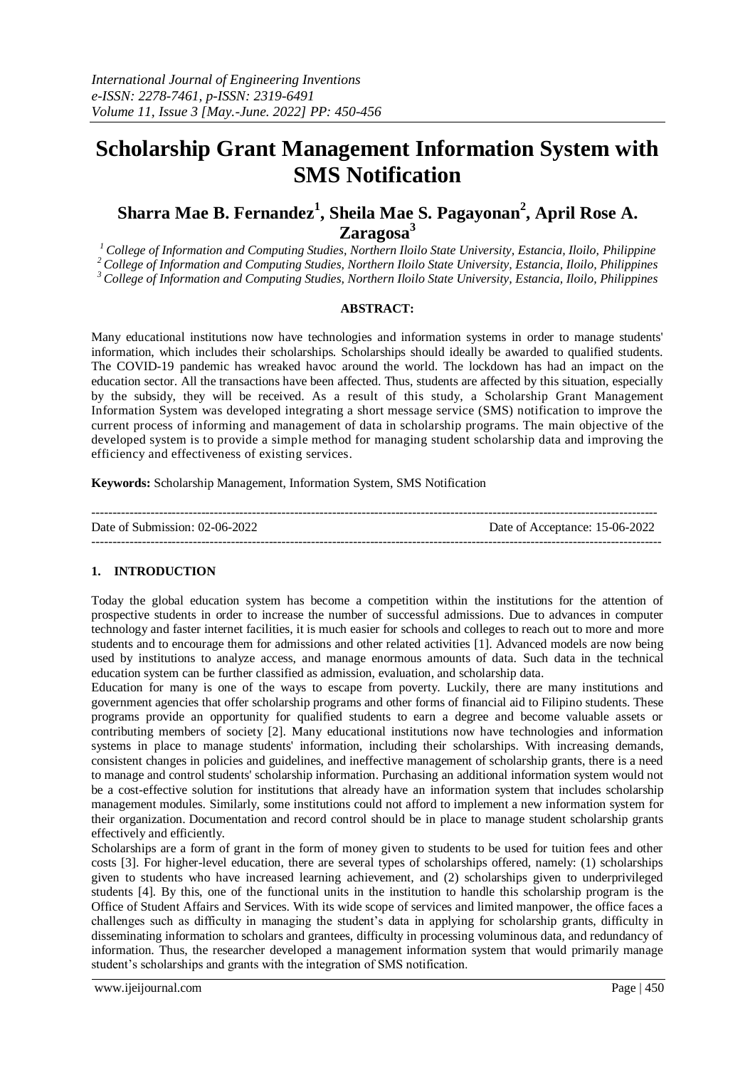# Scholarship Grant Management Information System with SMS Notification

## Sharra Mae B. Fernandez[1], Sheila Mae S. Pagayonan[2], April Rose A. Zaragosa[3]

[1] College of Information and Computing Studies, Northern Iloilo State University, Estancia, Iloilo, Philippine
[2] College of Information and Computing Studies, Northern Iloilo State University, Estancia, Iloilo, Philippines
[3] College of Information and Computing Studies, Northern Iloilo State University, Estancia, Iloilo, Philippines

**ABSTRACT:**

Many educational institutions now have technologies and information systems in order to manage students' information, which includes their scholarships. Scholarships should ideally be awarded to qualified students. The COVID-19 pandemic has wreaked havoc around the world. The lockdown has had an impact on the education sector. All the transactions have been affected. Thus, students are affected by this situation, especially by the subsidy, they will be received. As a result of this study, a Scholarship Grant Management Information System was developed integrating a short message service (SMS) notification to improve the current process of informing and management of data in scholarship programs. The main objective of the developed system is to provide a simple method for managing student scholarship data and improving the efficiency and effectiveness of existing services.

**Keywords:** Scholarship Management, Information System, SMS Notification

---

Date of Submission: 02-06-2022 Date of Acceptance: 15-06-2022

---

## 1. INTRODUCTION

Today the global education system has become a competition within the institutions for the attention of prospective students in order to increase the number of successful admissions. Due to advances in computer technology and faster internet facilities, it is much easier for schools and colleges to reach out to more and more students and to encourage them for admissions and other related activities [1]. Advanced models are now being used by institutions to analyze access, and manage enormous amounts of data. Such data in the technical education system can be further classified as admission, evaluation, and scholarship data.

Education for many is one of the ways to escape from poverty. Luckily, there are many institutions and government agencies that offer scholarship programs and other forms of financial aid to Filipino students. These programs provide an opportunity for qualified students to earn a degree and become valuable assets or contributing members of society [2]. Many educational institutions now have technologies and information systems in place to manage students' information, including their scholarships. With increasing demands, consistent changes in policies and guidelines, and ineffective management of scholarship grants, there is a need to manage and control students' scholarship information. Purchasing an additional information system would not be a cost-effective solution for institutions that already have an information system that includes scholarship management modules. Similarly, some institutions could not afford to implement a new information system for their organization. Documentation and record control should be in place to manage student scholarship grants effectively and efficiently.

Scholarships are a form of grant in the form of money given to students to be used for tuition fees and other costs [3]. For higher-level education, there are several types of scholarships offered, namely: (1) scholarships given to students who have increased learning achievement, and (2) scholarships given to underprivileged students [4]. By this, one of the functional units in the institution to handle this scholarship program is the Office of Student Affairs and Services. With its wide scope of services and limited manpower, the office faces a challenges such as difficulty in managing the student's data in applying for scholarship grants, difficulty in disseminating information to scholars and grantees, difficulty in processing voluminous data, and redundancy of information. Thus, the researcher developed a management information system that would primarily manage student's scholarships and grants with the integration of SMS notification.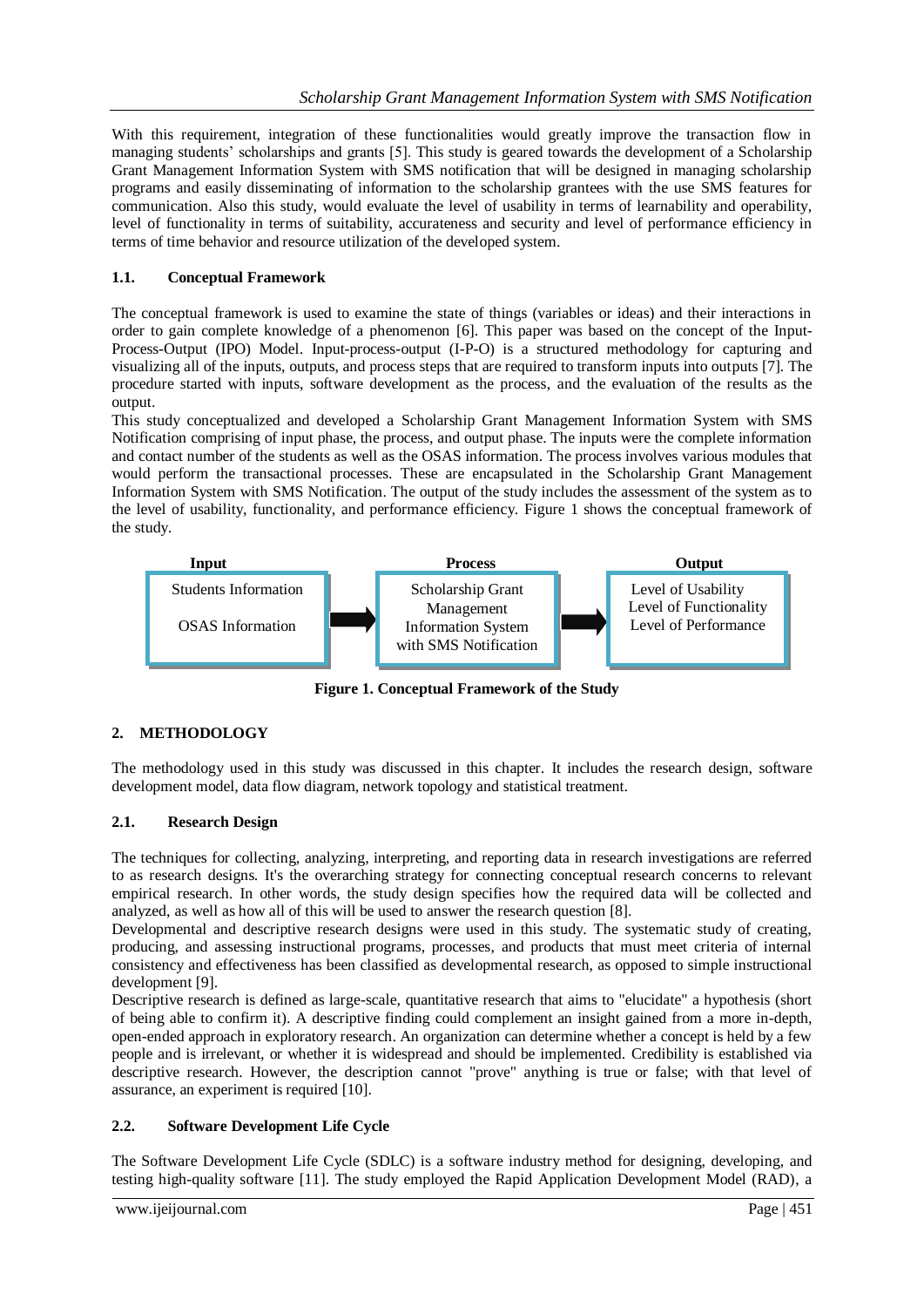With this requirement, integration of these functionalities would greatly improve the transaction flow in managing students' scholarships and grants [5]. This study is geared towards the development of a Scholarship Grant Management Information System with SMS notification that will be designed in managing scholarship programs and easily disseminating of information to the scholarship grantees with the use SMS features for communication. Also this study, would evaluate the level of usability in terms of learnability and operability, level of functionality in terms of suitability, accurateness and security and level of performance efficiency in terms of time behavior and resource utilization of the developed system.

### 1.1. Conceptual Framework

The conceptual framework is used to examine the state of things (variables or ideas) and their interactions in order to gain complete knowledge of a phenomenon [6]. This paper was based on the concept of the Input-Process-Output (IPO) Model. Input-process-output (I-P-O) is a structured methodology for capturing and visualizing all of the inputs, outputs, and process steps that are required to transform inputs into outputs [7]. The procedure started with inputs, software development as the process, and the evaluation of the results as the output.

This study conceptualized and developed a Scholarship Grant Management Information System with SMS Notification comprising of input phase, the process, and output phase. The inputs were the complete information and contact number of the students as well as the OSAS information. The process involves various modules that would perform the transactional processes. These are encapsulated in the Scholarship Grant Management Information System with SMS Notification. The output of the study includes the assessment of the system as to the level of usability, functionality, and performance efficiency. Figure 1 shows the conceptual framework of the study.

| Input | | Process | | Output |
|---|---|---|---|---|
| Students Information<br>OSAS Information | → | Scholarship Grant Management Information System with SMS Notification | → | Level of Usability<br>Level of Functionality<br>Level of Performance |

**Figure 1. Conceptual Framework of the Study**

## 2. METHODOLOGY

The methodology used in this study was discussed in this chapter. It includes the research design, software development model, data flow diagram, network topology and statistical treatment.

### 2.1. Research Design

The techniques for collecting, analyzing, interpreting, and reporting data in research investigations are referred to as research designs. It's the overarching strategy for connecting conceptual research concerns to relevant empirical research. In other words, the study design specifies how the required data will be collected and analyzed, as well as how all of this will be used to answer the research question [8].

Developmental and descriptive research designs were used in this study. The systematic study of creating, producing, and assessing instructional programs, processes, and products that must meet criteria of internal consistency and effectiveness has been classified as developmental research, as opposed to simple instructional development [9].

Descriptive research is defined as large-scale, quantitative research that aims to "elucidate" a hypothesis (short of being able to confirm it). A descriptive finding could complement an insight gained from a more in-depth, open-ended approach in exploratory research. An organization can determine whether a concept is held by a few people and is irrelevant, or whether it is widespread and should be implemented. Credibility is established via descriptive research. However, the description cannot "prove" anything is true or false; with that level of assurance, an experiment is required [10].

### 2.2. Software Development Life Cycle

The Software Development Life Cycle (SDLC) is a software industry method for designing, developing, and testing high-quality software [11]. The study employed the Rapid Application Development Model (RAD), a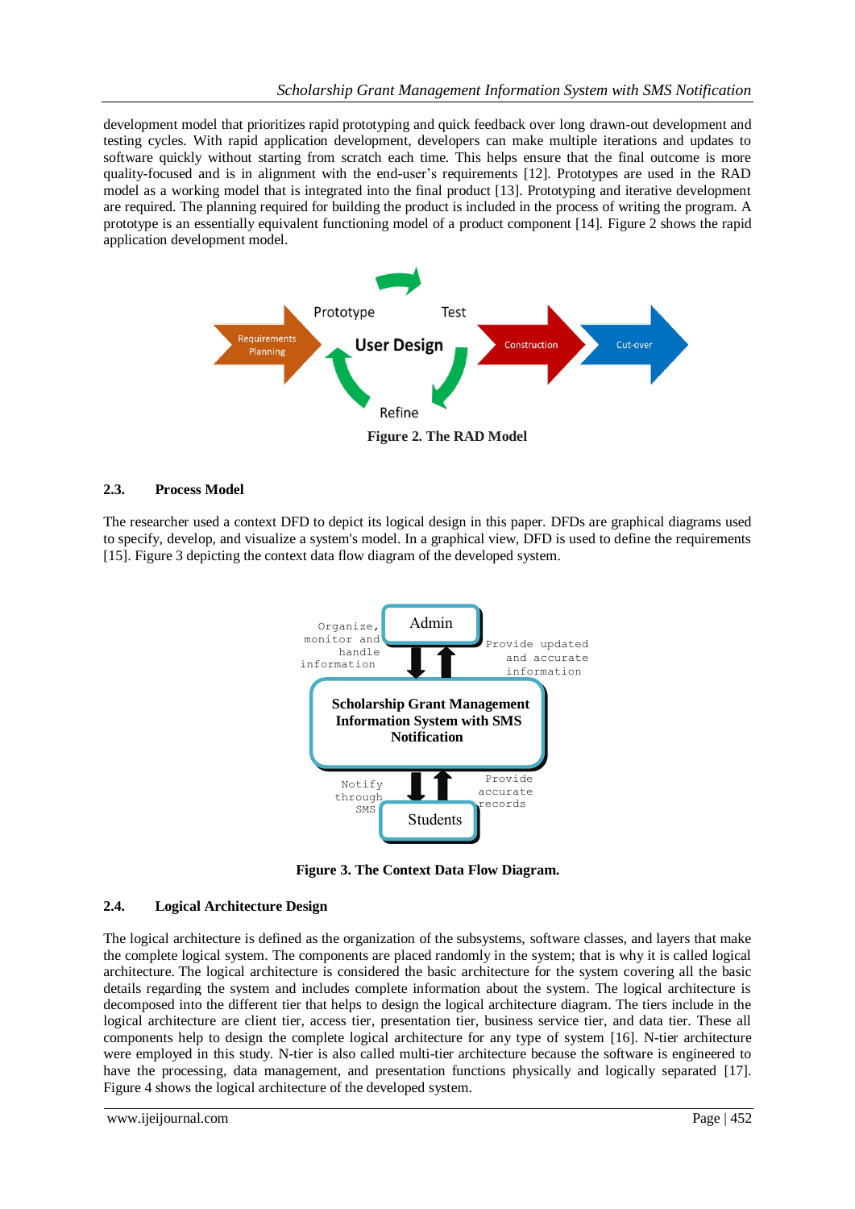development model that prioritizes rapid prototyping and quick feedback over long drawn-out development and testing cycles. With rapid application development, developers can make multiple iterations and updates to software quickly without starting from scratch each time. This helps ensure that the final outcome is more quality-focused and is in alignment with the end-user's requirements [12]. Prototypes are used in the RAD model as a working model that is integrated into the final product [13]. Prototyping and iterative development are required. The planning required for building the product is included in the process of writing the program. A prototype is an essentially equivalent functioning model of a product component [14]. Figure 2 shows the rapid application development model.

**Figure 2. The RAD Model**

### 2.3. Process Model

The researcher used a context DFD to depict its logical design in this paper. DFDs are graphical diagrams used to specify, develop, and visualize a system's model. In a graphical view, DFD is used to define the requirements [15]. Figure 3 depicting the context data flow diagram of the developed system.

**Figure 3. The Context Data Flow Diagram.**

### 2.4. Logical Architecture Design

The logical architecture is defined as the organization of the subsystems, software classes, and layers that make the complete logical system. The components are placed randomly in the system; that is why it is called logical architecture. The logical architecture is considered the basic architecture for the system covering all the basic details regarding the system and includes complete information about the system. The logical architecture is decomposed into the different tier that helps to design the logical architecture diagram. The tiers include in the logical architecture are client tier, access tier, presentation tier, business service tier, and data tier. These all components help to design the complete logical architecture for any type of system [16]. N-tier architecture were employed in this study. N-tier is also called multi-tier architecture because the software is engineered to have the processing, data management, and presentation functions physically and logically separated [17]. Figure 4 shows the logical architecture of the developed system.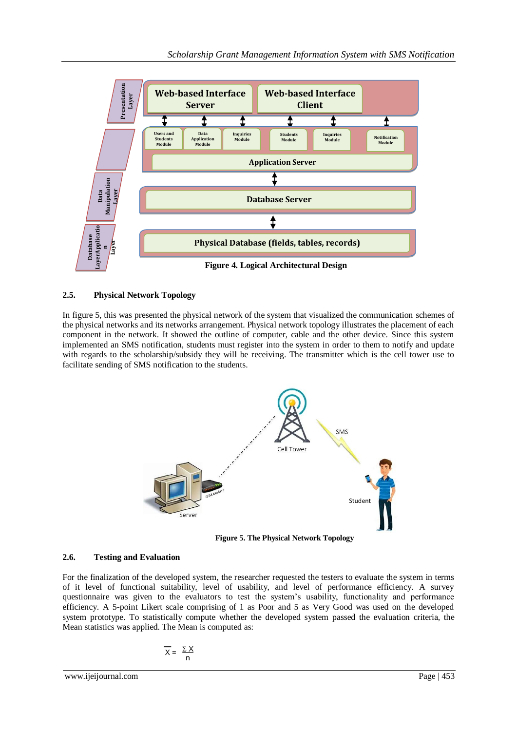Figure 4. Logical Architectural Design

### 2.5. Physical Network Topology

In figure 5, this was presented the physical network of the system that visualized the communication schemes of the physical networks and its networks arrangement. Physical network topology illustrates the placement of each component in the network. It showed the outline of computer, cable and the other device. Since this system implemented an SMS notification, students must register into the system in order to them to notify and update with regards to the scholarship/subsidy they will be receiving. The transmitter which is the cell tower use to facilitate sending of SMS notification to the students.

Figure 5. The Physical Network Topology

### 2.6. Testing and Evaluation

For the finalization of the developed system, the researcher requested the testers to evaluate the system in terms of it level of functional suitability, level of usability, and level of performance efficiency. A survey questionnaire was given to the evaluators to test the system's usability, functionality and performance efficiency. A 5-point Likert scale comprising of 1 as Poor and 5 as Very Good was used on the developed system prototype. To statistically compute whether the developed system passed the evaluation criteria, the Mean statistics was applied. The Mean is computed as:

$$\overline{X} = \frac{\Sigma X}{n}$$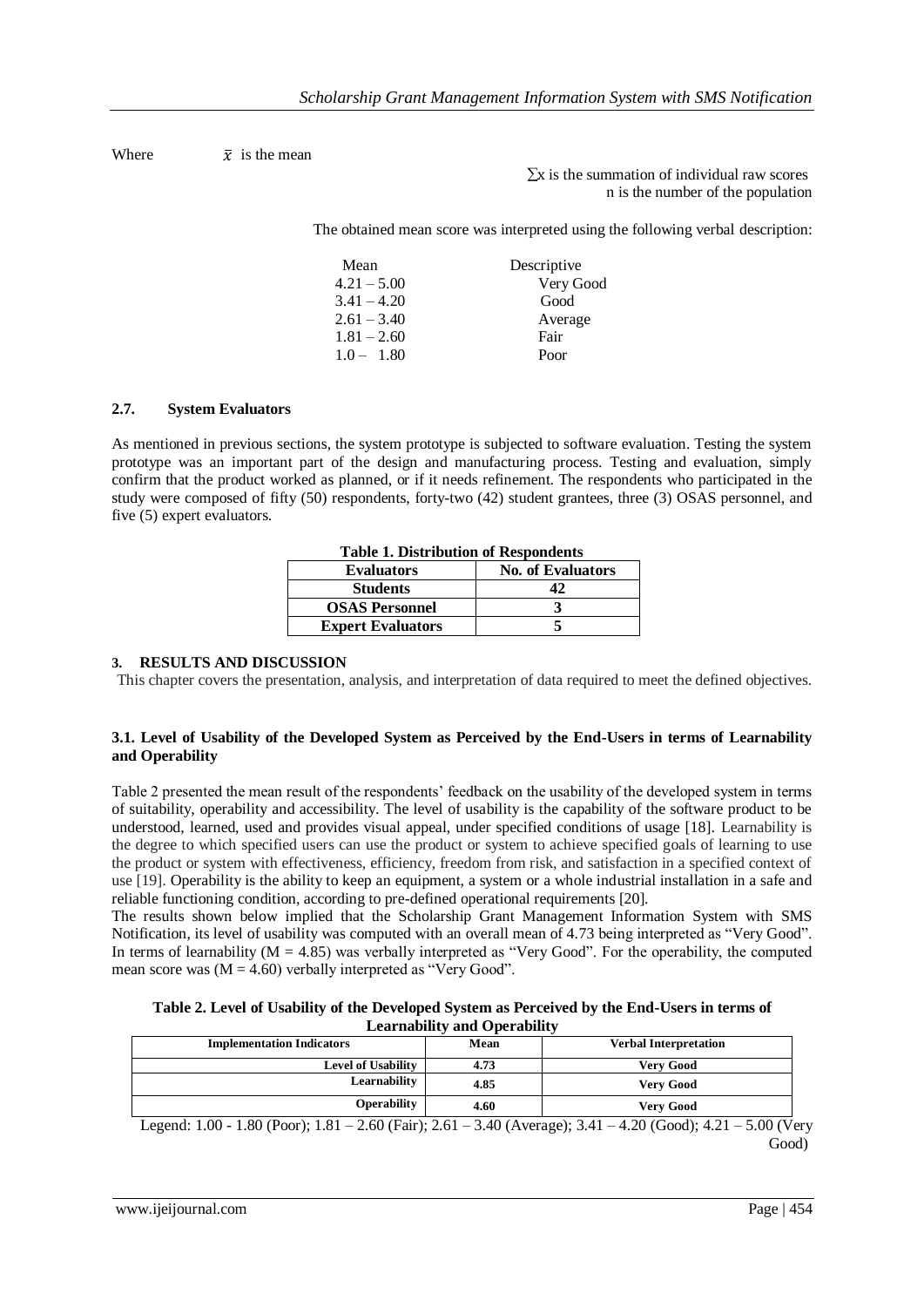Where $\bar{x}$ is the mean

$\sum x$ is the summation of individual raw scores
n is the number of the population

The obtained mean score was interpreted using the following verbal description:

| Mean | Descriptive |
|---|---|
| 4.21 – 5.00 | Very Good |
| 3.41 – 4.20 | Good |
| 2.61 – 3.40 | Average |
| 1.81 – 2.60 | Fair |
| 1.0 – 1.80 | Poor |

### 2.7. System Evaluators

As mentioned in previous sections, the system prototype is subjected to software evaluation. Testing the system prototype was an important part of the design and manufacturing process. Testing and evaluation, simply confirm that the product worked as planned, or if it needs refinement. The respondents who participated in the study were composed of fifty (50) respondents, forty-two (42) student grantees, three (3) OSAS personnel, and five (5) expert evaluators.

**Table 1. Distribution of Respondents**

| Evaluators | No. of Evaluators |
|---|---|
| Students | 42 |
| OSAS Personnel | 3 |
| Expert Evaluators | 5 |

## 3. RESULTS AND DISCUSSION

This chapter covers the presentation, analysis, and interpretation of data required to meet the defined objectives.

### 3.1. Level of Usability of the Developed System as Perceived by the End-Users in terms of Learnability and Operability

Table 2 presented the mean result of the respondents' feedback on the usability of the developed system in terms of suitability, operability and accessibility. The level of usability is the capability of the software product to be understood, learned, used and provides visual appeal, under specified conditions of usage [18]. Learnability is the degree to which specified users can use the product or system to achieve specified goals of learning to use the product or system with effectiveness, efficiency, freedom from risk, and satisfaction in a specified context of use [19]. Operability is the ability to keep an equipment, a system or a whole industrial installation in a safe and reliable functioning condition, according to pre-defined operational requirements [20].

The results shown below implied that the Scholarship Grant Management Information System with SMS Notification, its level of usability was computed with an overall mean of 4.73 being interpreted as "Very Good". In terms of learnability ($M = 4.85$) was verbally interpreted as "Very Good". For the operability, the computed mean score was ($M = 4.60$) verbally interpreted as "Very Good".

**Table 2. Level of Usability of the Developed System as Perceived by the End-Users in terms of Learnability and Operability**

| Implementation Indicators | Mean | Verbal Interpretation |
|---|---|---|
| Level of Usability | 4.73 | Very Good |
| Learnability | 4.85 | Very Good |
| Operability | 4.60 | Very Good |

Legend: 1.00 - 1.80 (Poor); 1.81 – 2.60 (Fair); 2.61 – 3.40 (Average); 3.41 – 4.20 (Good); 4.21 – 5.00 (Very Good)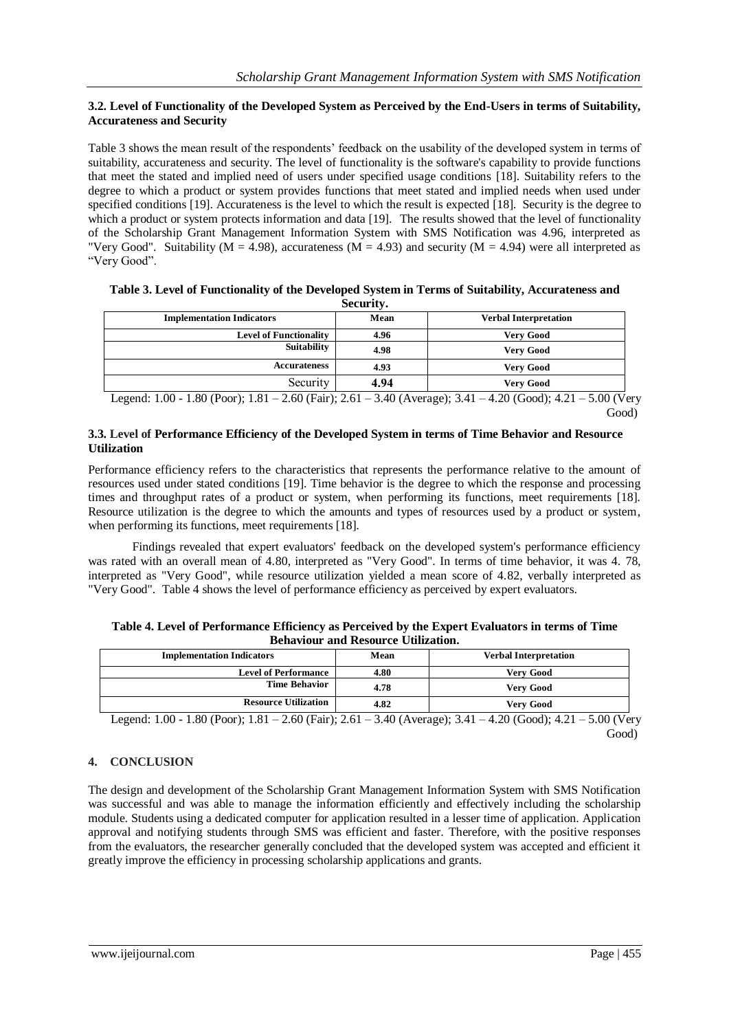### 3.2. Level of Functionality of the Developed System as Perceived by the End-Users in terms of Suitability, Accurateness and Security

Table 3 shows the mean result of the respondents' feedback on the usability of the developed system in terms of suitability, accurateness and security. The level of functionality is the software's capability to provide functions that meet the stated and implied need of users under specified usage conditions [18]. Suitability refers to the degree to which a product or system provides functions that meet stated and implied needs when used under specified conditions [19]. Accurateness is the level to which the result is expected [18]. Security is the degree to which a product or system protects information and data [19]. The results showed that the level of functionality of the Scholarship Grant Management Information System with SMS Notification was 4.96, interpreted as "Very Good". Suitability (M = 4.98), accurateness (M = 4.93) and security (M = 4.94) were all interpreted as "Very Good".

**Table 3. Level of Functionality of the Developed System in Terms of Suitability, Accurateness and Security.**

| Implementation Indicators | Mean | Verbal Interpretation |
|---|---|---|
| **Level of Functionality** | **4.96** | **Very Good** |
| **Suitability** | **4.98** | **Very Good** |
| **Accurateness** | **4.93** | **Very Good** |
| Security | **4.94** | **Very Good** |

Legend: 1.00 - 1.80 (Poor); 1.81 – 2.60 (Fair); 2.61 – 3.40 (Average); 3.41 – 4.20 (Good); 4.21 – 5.00 (Very Good)

### 3.3. Level of Performance Efficiency of the Developed System in terms of Time Behavior and Resource Utilization

Performance efficiency refers to the characteristics that represents the performance relative to the amount of resources used under stated conditions [19]. Time behavior is the degree to which the response and processing times and throughput rates of a product or system, when performing its functions, meet requirements [18]. Resource utilization is the degree to which the amounts and types of resources used by a product or system, when performing its functions, meet requirements [18].

Findings revealed that expert evaluators' feedback on the developed system's performance efficiency was rated with an overall mean of 4.80, interpreted as "Very Good". In terms of time behavior, it was 4. 78, interpreted as "Very Good", while resource utilization yielded a mean score of 4.82, verbally interpreted as "Very Good". Table 4 shows the level of performance efficiency as perceived by expert evaluators.

**Table 4. Level of Performance Efficiency as Perceived by the Expert Evaluators in terms of Time Behaviour and Resource Utilization.**

| Implementation Indicators | Mean | Verbal Interpretation |
|---|---|---|
| **Level of Performance** | **4.80** | **Very Good** |
| **Time Behavior** | **4.78** | **Very Good** |
| **Resource Utilization** | **4.82** | **Very Good** |

Legend: 1.00 - 1.80 (Poor); 1.81 – 2.60 (Fair); 2.61 – 3.40 (Average); 3.41 – 4.20 (Good); 4.21 – 5.00 (Very Good)

## 4. CONCLUSION

The design and development of the Scholarship Grant Management Information System with SMS Notification was successful and was able to manage the information efficiently and effectively including the scholarship module. Students using a dedicated computer for application resulted in a lesser time of application. Application approval and notifying students through SMS was efficient and faster. Therefore, with the positive responses from the evaluators, the researcher generally concluded that the developed system was accepted and efficient it greatly improve the efficiency in processing scholarship applications and grants.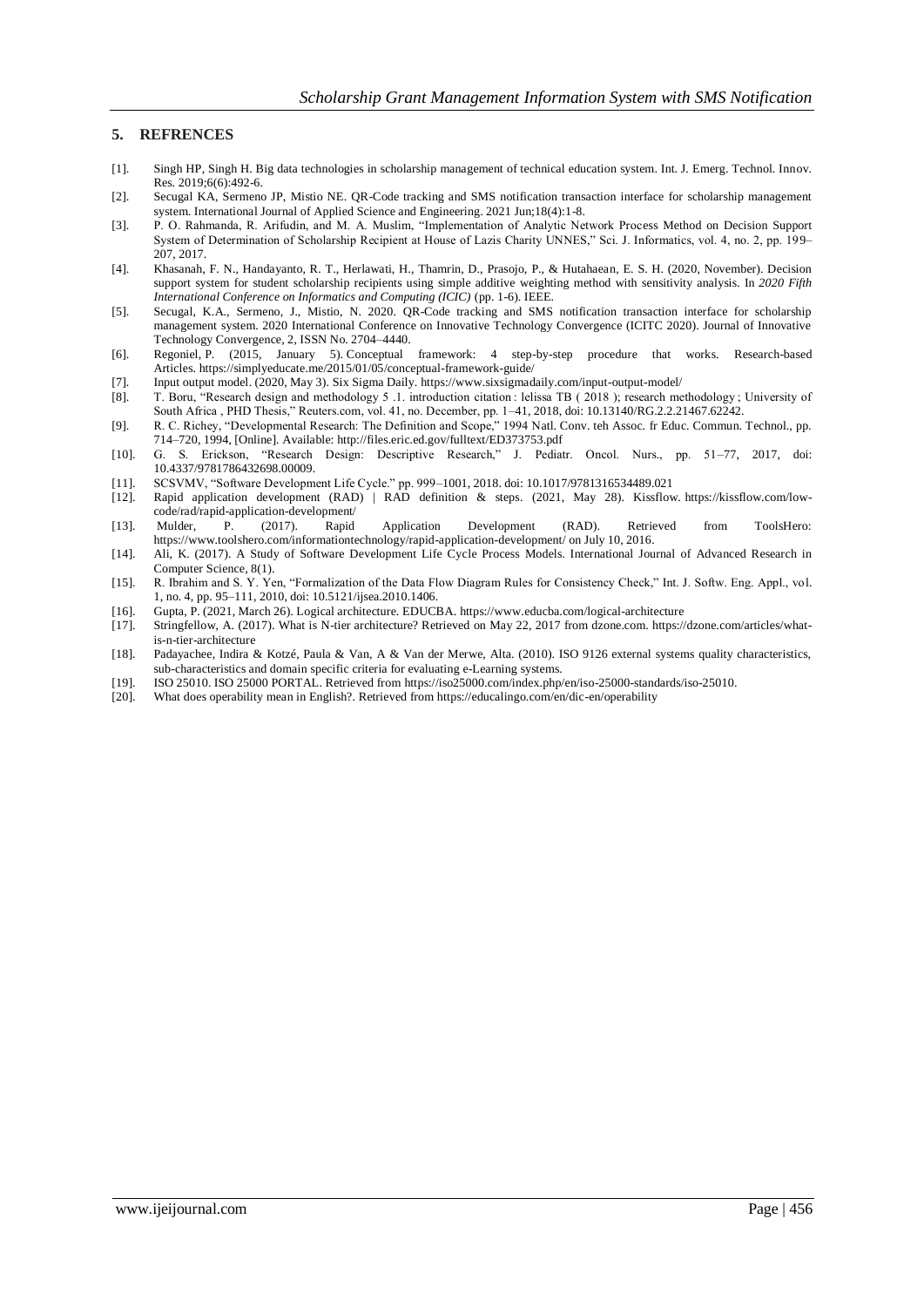## 5. REFRENCES

[1]. Singh HP, Singh H. Big data technologies in scholarship management of technical education system. Int. J. Emerg. Technol. Innov. Res. 2019;6(6):492-6.

[2]. Secugal KA, Sermeno JP, Mistio NE. QR-Code tracking and SMS notification transaction interface for scholarship management system. International Journal of Applied Science and Engineering. 2021 Jun;18(4):1-8.

[3]. P. O. Rahmanda, R. Arifudin, and M. A. Muslim, "Implementation of Analytic Network Process Method on Decision Support System of Determination of Scholarship Recipient at House of Lazis Charity UNNES," Sci. J. Informatics, vol. 4, no. 2, pp. 199–207, 2017.

[4]. Khasanah, F. N., Handayanto, R. T., Herlawati, H., Thamrin, D., Prasojo, P., & Hutahaean, E. S. H. (2020, November). Decision support system for student scholarship recipients using simple additive weighting method with sensitivity analysis. In *2020 Fifth International Conference on Informatics and Computing (ICIC)* (pp. 1-6). IEEE.

[5]. Secugal, K.A., Sermeno, J., Mistio, N. 2020. QR-Code tracking and SMS notification transaction interface for scholarship management system. 2020 International Conference on Innovative Technology Convergence (ICITC 2020). Journal of Innovative Technology Convergence, 2, ISSN No. 2704–4440.

[6]. Regoniel, P. (2015, January 5). Conceptual framework: 4 step-by-step procedure that works. Research-based Articles. https://simplyeducate.me/2015/01/05/conceptual-framework-guide/

[7]. Input output model. (2020, May 3). Six Sigma Daily. https://www.sixsigmadaily.com/input-output-model/

[8]. T. Boru, "Research design and methodology 5 .1. introduction citation : lelissa TB ( 2018 ); research methodology ; University of South Africa , PHD Thesis," Reuters.com, vol. 41, no. December, pp. 1–41, 2018, doi: 10.13140/RG.2.2.21467.62242.

[9]. R. C. Richey, "Developmental Research: The Definition and Scope," 1994 Natl. Conv. teh Assoc. fr Educ. Commun. Technol., pp. 714–720, 1994, [Online]. Available: http://files.eric.ed.gov/fulltext/ED373753.pdf

[10]. G. S. Erickson, "Research Design: Descriptive Research," J. Pediatr. Oncol. Nurs., pp. 51–77, 2017, doi: 10.4337/9781786432698.00009.

[11]. SCSVMV, "Software Development Life Cycle." pp. 999–1001, 2018. doi: 10.1017/9781316534489.021

[12]. Rapid application development (RAD) | RAD definition & steps. (2021, May 28). Kissflow. https://kissflow.com/low-code/rad/rapid-application-development/

[13]. Mulder, P. (2017). Rapid Application Development (RAD). Retrieved from ToolsHero: https://www.toolshero.com/informationtechnology/rapid-application-development/ on July 10, 2016.

[14]. Ali, K. (2017). A Study of Software Development Life Cycle Process Models. International Journal of Advanced Research in Computer Science, 8(1).

[15]. R. Ibrahim and S. Y. Yen, "Formalization of the Data Flow Diagram Rules for Consistency Check," Int. J. Softw. Eng. Appl., vol. 1, no. 4, pp. 95–111, 2010, doi: 10.5121/ijsea.2010.1406.

[16]. Gupta, P. (2021, March 26). Logical architecture. EDUCBA. https://www.educba.com/logical-architecture

[17]. Stringfellow, A. (2017). What is N-tier architecture? Retrieved on May 22, 2017 from dzone.com. https://dzone.com/articles/what-is-n-tier-architecture

[18]. Padayachee, Indira & Kotzé, Paula & Van, A & Van der Merwe, Alta. (2010). ISO 9126 external systems quality characteristics, sub-characteristics and domain specific criteria for evaluating e-Learning systems.

[19]. ISO 25010. ISO 25000 PORTAL. Retrieved from https://iso25000.com/index.php/en/iso-25000-standards/iso-25010.

[20]. What does operability mean in English?. Retrieved from https://educalingo.com/en/dic-en/operability